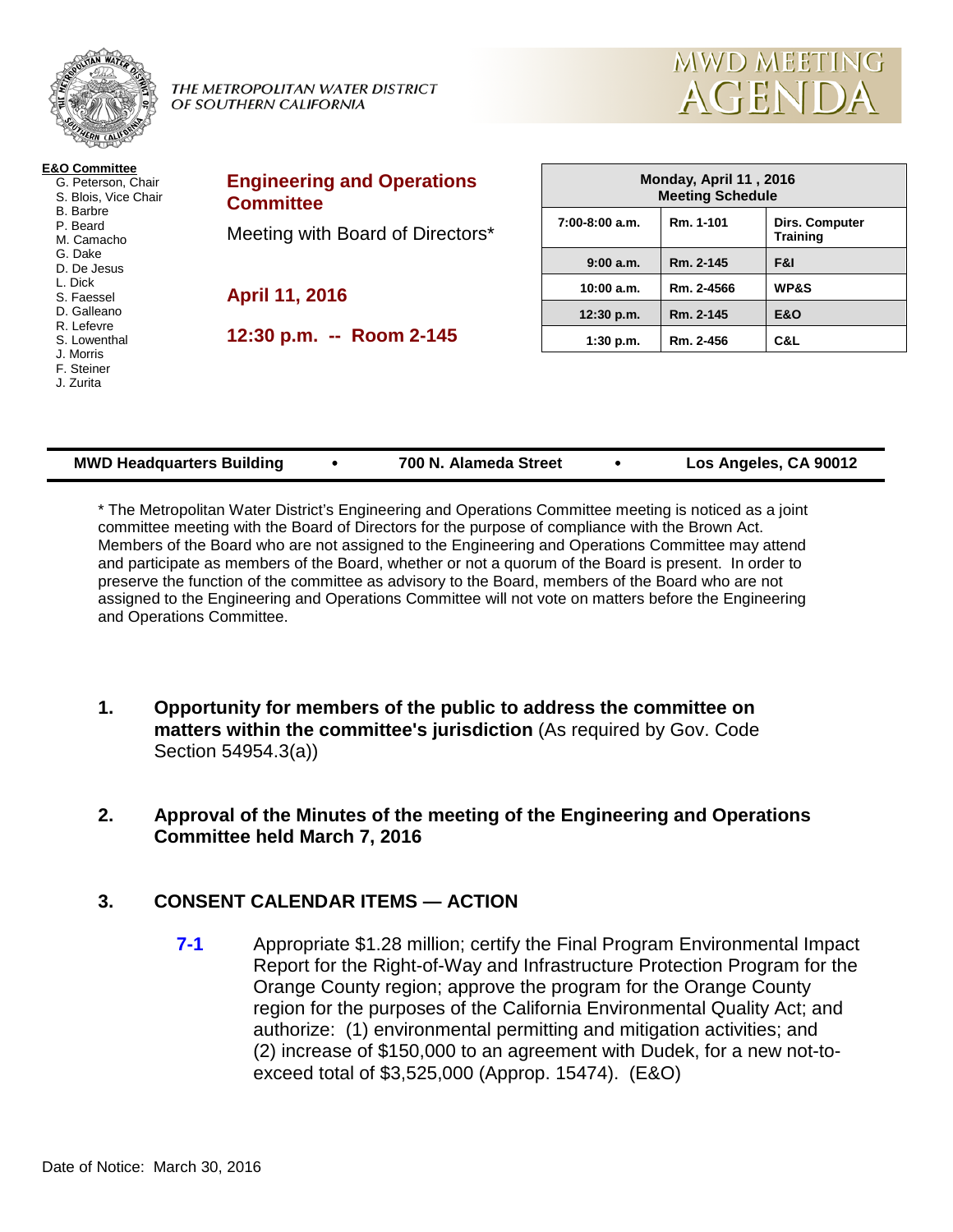THE METROPOLITAN WATER DISTRICT OF SOUTHERN CALIFORNIA

# MWD MEETING AGENDA

**E&O Committee**
- G. Peterson, Chair
- S. Blois, Vice Chair
- B. Barbre
- P. Beard
- M. Camacho
- G. Dake
- D. De Jesus
- L. Dick
- S. Faessel
- D. Galleano
- R. Lefevre
- S. Lowenthal
- J. Morris
- F. Steiner
- J. Zurita

## Engineering and Operations Committee

Meeting with Board of Directors*

**April 11, 2016**

**12:30 p.m. -- Room 2-145**

| Monday, April 11 , 2016 Meeting Schedule | | |
|---|---|---|
| 7:00-8:00 a.m. | Rm. 1-101 | Dirs. Computer Training |
| 9:00 a.m. | Rm. 2-145 | F&I |
| 10:00 a.m. | Rm. 2-4566 | WP&S |
| 12:30 p.m. | Rm. 2-145 | E&O |
| 1:30 p.m. | Rm. 2-456 | C&L |

**MWD Headquarters Building • 700 N. Alameda Street • Los Angeles, CA 90012**

* The Metropolitan Water District's Engineering and Operations Committee meeting is noticed as a joint committee meeting with the Board of Directors for the purpose of compliance with the Brown Act. Members of the Board who are not assigned to the Engineering and Operations Committee may attend and participate as members of the Board, whether or not a quorum of the Board is present. In order to preserve the function of the committee as advisory to the Board, members of the Board who are not assigned to the Engineering and Operations Committee will not vote on matters before the Engineering and Operations Committee.

1. **Opportunity for members of the public to address the committee on matters within the committee's jurisdiction** (As required by Gov. Code Section 54954.3(a))

2. **Approval of the Minutes of the meeting of the Engineering and Operations Committee held March 7, 2016**

3. **CONSENT CALENDAR ITEMS — ACTION**

   **7-1** Appropriate $1.28 million; certify the Final Program Environmental Impact Report for the Right-of-Way and Infrastructure Protection Program for the Orange County region; approve the program for the Orange County region for the purposes of the California Environmental Quality Act; and authorize: (1) environmental permitting and mitigation activities; and (2) increase of $150,000 to an agreement with Dudek, for a new not-to-exceed total of $3,525,000 (Approp. 15474). (E&O)

Date of Notice: March 30, 2016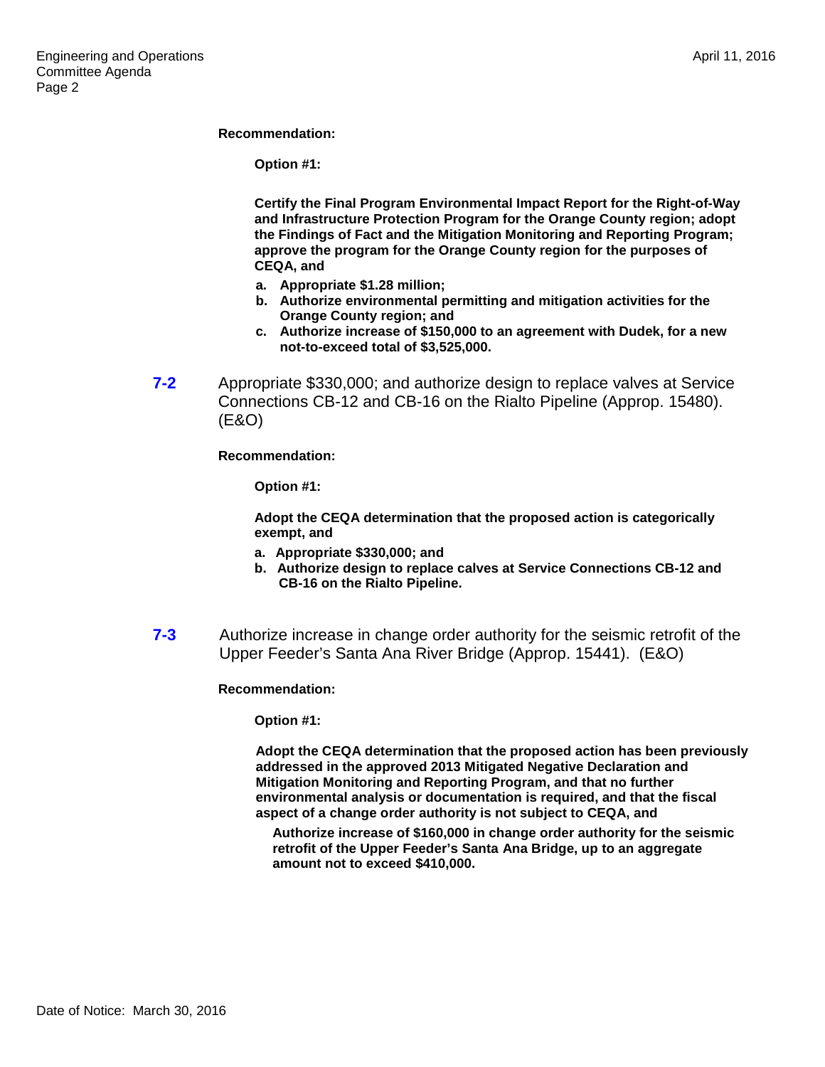**Recommendation:**

**Option #1:**

**Certify the Final Program Environmental Impact Report for the Right-of-Way and Infrastructure Protection Program for the Orange County region; adopt the Findings of Fact and the Mitigation Monitoring and Reporting Program; approve the program for the Orange County region for the purposes of CEQA, and**

- **a. Appropriate $1.28 million;**
- **b. Authorize environmental permitting and mitigation activities for the Orange County region; and**
- **c. Authorize increase of $150,000 to an agreement with Dudek, for a new not-to-exceed total of $3,525,000.**

**7-2** Appropriate $330,000; and authorize design to replace valves at Service Connections CB-12 and CB-16 on the Rialto Pipeline (Approp. 15480). (E&O)

**Recommendation:**

**Option #1:**

**Adopt the CEQA determination that the proposed action is categorically exempt, and**

- **a. Appropriate $330,000; and**
- **b. Authorize design to replace calves at Service Connections CB-12 and CB-16 on the Rialto Pipeline.**

**7-3** Authorize increase in change order authority for the seismic retrofit of the Upper Feeder's Santa Ana River Bridge (Approp. 15441). (E&O)

**Recommendation:**

**Option #1:**

**Adopt the CEQA determination that the proposed action has been previously addressed in the approved 2013 Mitigated Negative Declaration and Mitigation Monitoring and Reporting Program, and that no further environmental analysis or documentation is required, and that the fiscal aspect of a change order authority is not subject to CEQA, and**

**Authorize increase of $160,000 in change order authority for the seismic retrofit of the Upper Feeder's Santa Ana Bridge, up to an aggregate amount not to exceed $410,000.**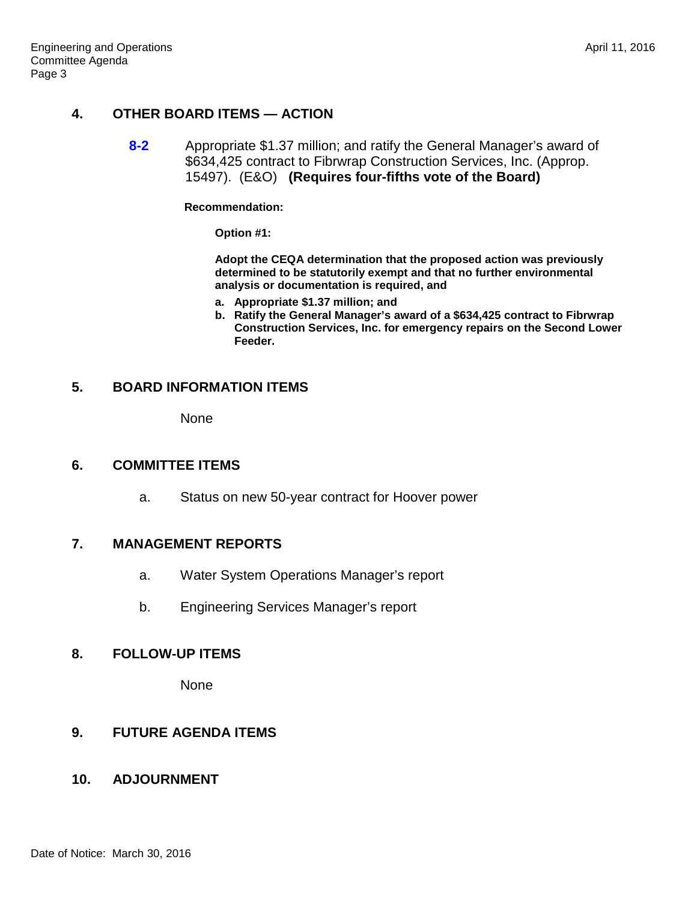## 4. OTHER BOARD ITEMS — ACTION

**8-2** Appropriate $1.37 million; and ratify the General Manager's award of $634,425 contract to Fibrwrap Construction Services, Inc. (Approp. 15497). (E&O) **(Requires four-fifths vote of the Board)**

**Recommendation:**

**Option #1:**

**Adopt the CEQA determination that the proposed action was previously determined to be statutorily exempt and that no further environmental analysis or documentation is required, and**

- **a. Appropriate $1.37 million; and**
- **b. Ratify the General Manager's award of a $634,425 contract to Fibrwrap Construction Services, Inc. for emergency repairs on the Second Lower Feeder.**

## 5. BOARD INFORMATION ITEMS

None

## 6. COMMITTEE ITEMS

a. Status on new 50-year contract for Hoover power

## 7. MANAGEMENT REPORTS

a. Water System Operations Manager's report

b. Engineering Services Manager's report

## 8. FOLLOW-UP ITEMS

None

## 9. FUTURE AGENDA ITEMS

## 10. ADJOURNMENT

Date of Notice: March 30, 2016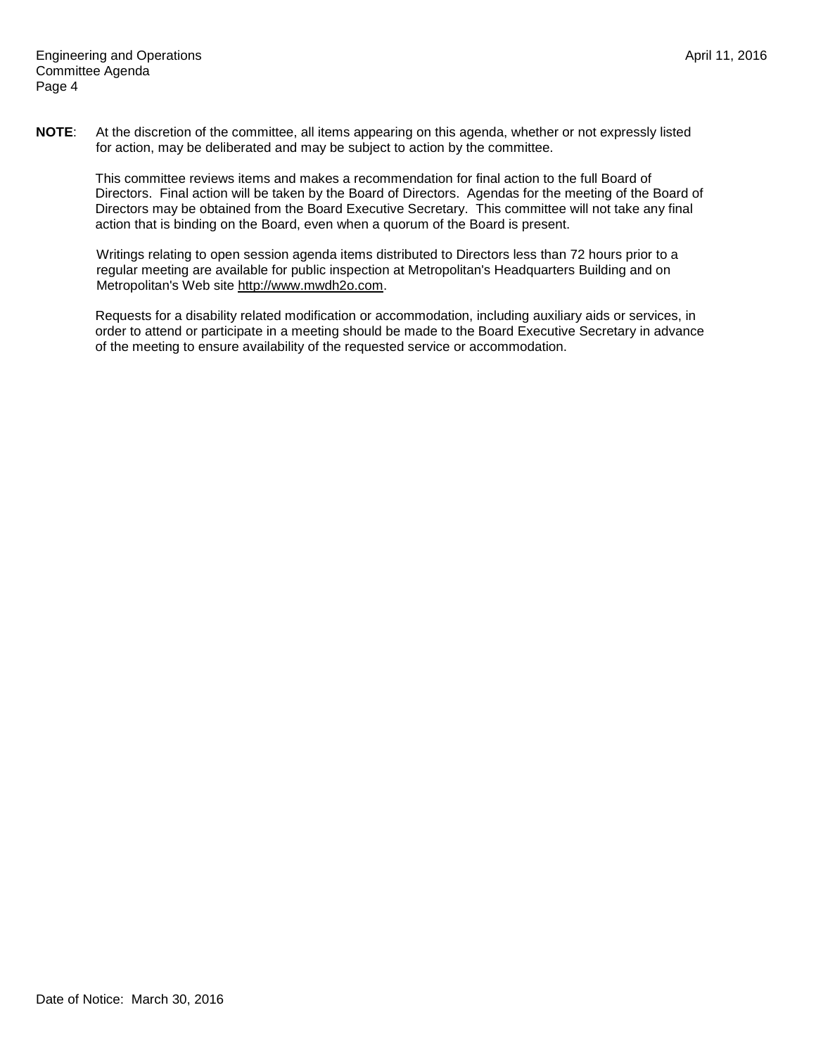**NOTE**: At the discretion of the committee, all items appearing on this agenda, whether or not expressly listed for action, may be deliberated and may be subject to action by the committee.

This committee reviews items and makes a recommendation for final action to the full Board of Directors. Final action will be taken by the Board of Directors. Agendas for the meeting of the Board of Directors may be obtained from the Board Executive Secretary. This committee will not take any final action that is binding on the Board, even when a quorum of the Board is present.

Writings relating to open session agenda items distributed to Directors less than 72 hours prior to a regular meeting are available for public inspection at Metropolitan's Headquarters Building and on Metropolitan's Web site http://www.mwdh2o.com.

Requests for a disability related modification or accommodation, including auxiliary aids or services, in order to attend or participate in a meeting should be made to the Board Executive Secretary in advance of the meeting to ensure availability of the requested service or accommodation.

Date of Notice: March 30, 2016